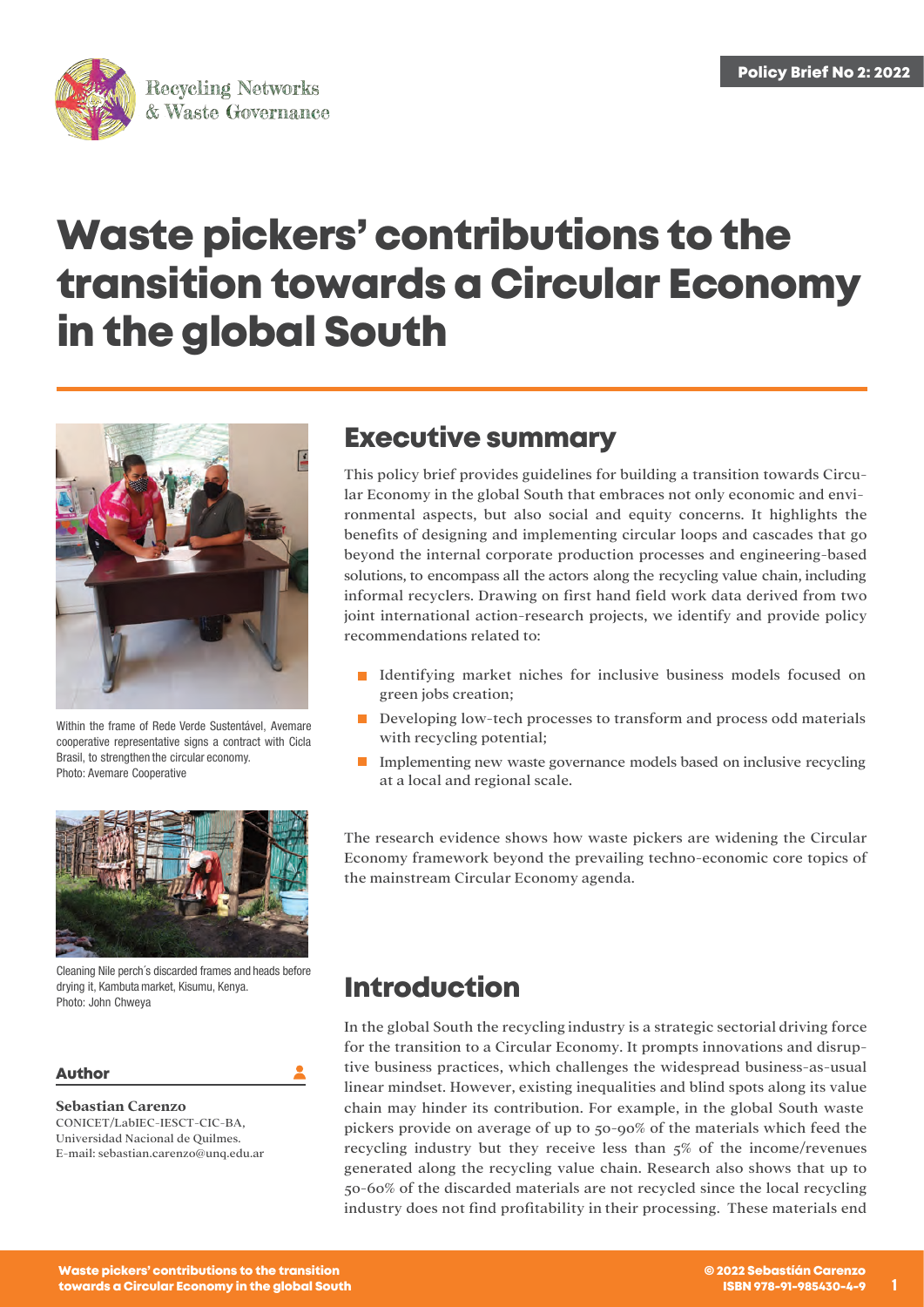Recycling Networks & Waste Governance

Policy Brief No 2: 2022

# Waste pickers' contributions to the transition towards a Circular Economy in the global South

Within the frame of Rede Verde Sustentável, Avemare cooperative representative signs a contract with Cicla Brasil, to strengthen the circular economy. Photo: Avemare Cooperative

Cleaning Nile perch´s discarded frames and heads before drying it, Kambuta market, Kisumu, Kenya. Photo: John Chweya

**Author**

**Sebastian Carenzo**
CONICET/LabIEC-IESCT-CIC-BA, Universidad Nacional de Quilmes.
E-mail: sebastian.carenzo@unq.edu.ar

## Executive summary

This policy brief provides guidelines for building a transition towards Circular Economy in the global South that embraces not only economic and environmental aspects, but also social and equity concerns. It highlights the benefits of designing and implementing circular loops and cascades that go beyond the internal corporate production processes and engineering-based solutions, to encompass all the actors along the recycling value chain, including informal recyclers. Drawing on first hand field work data derived from two joint international action-research projects, we identify and provide policy recommendations related to:

- Identifying market niches for inclusive business models focused on green jobs creation;
- Developing low-tech processes to transform and process odd materials with recycling potential;
- Implementing new waste governance models based on inclusive recycling at a local and regional scale.

The research evidence shows how waste pickers are widening the Circular Economy framework beyond the prevailing techno-economic core topics of the mainstream Circular Economy agenda.

## Introduction

In the global South the recycling industry is a strategic sectorial driving force for the transition to a Circular Economy. It prompts innovations and disruptive business practices, which challenges the widespread business-as-usual linear mindset. However, existing inequalities and blind spots along its value chain may hinder its contribution. For example, in the global South waste pickers provide on average of up to 50-90% of the materials which feed the recycling industry but they receive less than 5% of the income/revenues generated along the recycling value chain. Research also shows that up to 50-60% of the discarded materials are not recycled since the local recycling industry does not find profitability in their processing. These materials end

© 2022 Sebastián Carenzo
ISBN 978-91-985430-4-9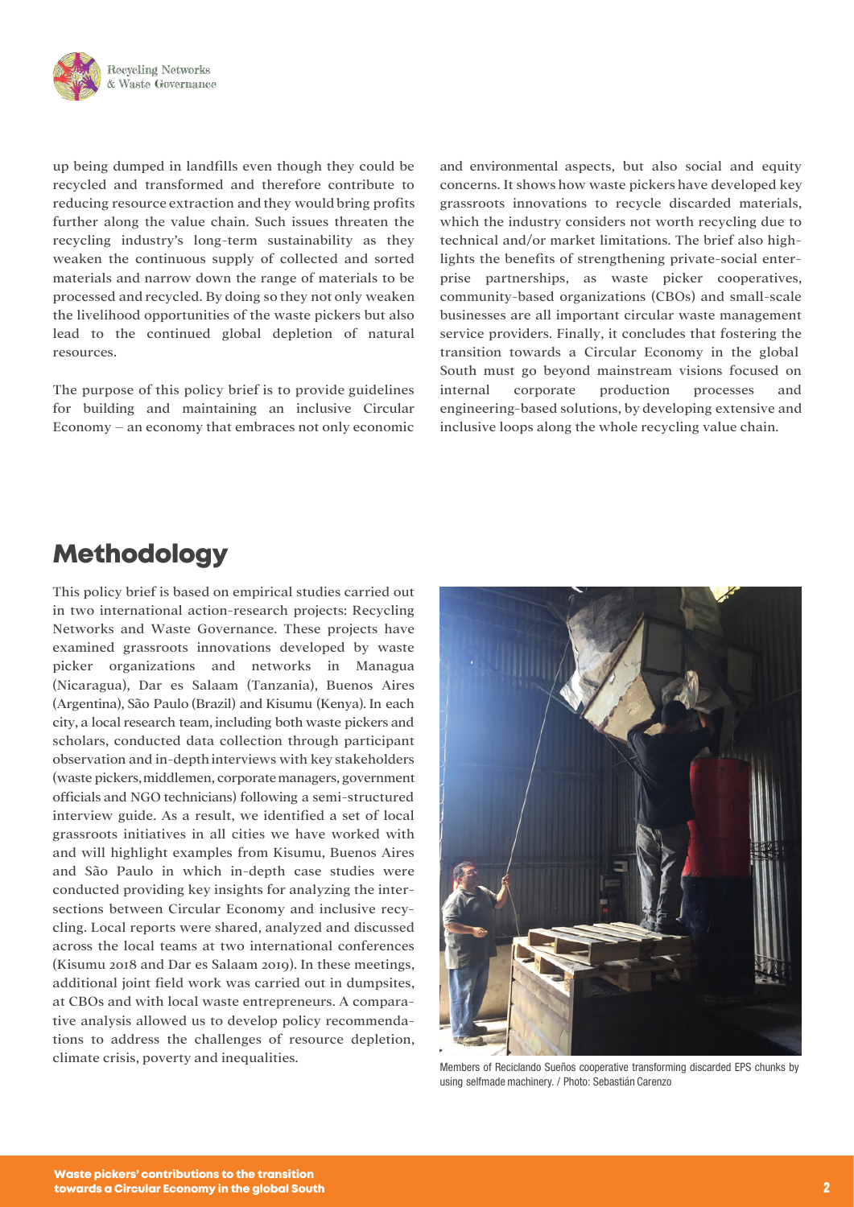up being dumped in landfills even though they could be recycled and transformed and therefore contribute to reducing resource extraction and they would bring profits further along the value chain. Such issues threaten the recycling industry's long-term sustainability as they weaken the continuous supply of collected and sorted materials and narrow down the range of materials to be processed and recycled. By doing so they not only weaken the livelihood opportunities of the waste pickers but also lead to the continued global depletion of natural resources.

The purpose of this policy brief is to provide guidelines for building and maintaining an inclusive Circular Economy – an economy that embraces not only economic and environmental aspects, but also social and equity concerns. It shows how waste pickers have developed key grassroots innovations to recycle discarded materials, which the industry considers not worth recycling due to technical and/or market limitations. The brief also highlights the benefits of strengthening private-social enterprise partnerships, as waste picker cooperatives, community-based organizations (CBOs) and small-scale businesses are all important circular waste management service providers. Finally, it concludes that fostering the transition towards a Circular Economy in the global South must go beyond mainstream visions focused on internal corporate production processes and engineering-based solutions, by developing extensive and inclusive loops along the whole recycling value chain.

## Methodology

This policy brief is based on empirical studies carried out in two international action-research projects: Recycling Networks and Waste Governance. These projects have examined grassroots innovations developed by waste picker organizations and networks in Managua (Nicaragua), Dar es Salaam (Tanzania), Buenos Aires (Argentina), São Paulo (Brazil) and Kisumu (Kenya). In each city, a local research team, including both waste pickers and scholars, conducted data collection through participant observation and in-depth interviews with key stakeholders (waste pickers, middlemen, corporate managers, government officials and NGO technicians) following a semi-structured interview guide. As a result, we identified a set of local grassroots initiatives in all cities we have worked with and will highlight examples from Kisumu, Buenos Aires and São Paulo in which in-depth case studies were conducted providing key insights for analyzing the intersections between Circular Economy and inclusive recycling. Local reports were shared, analyzed and discussed across the local teams at two international conferences (Kisumu 2018 and Dar es Salaam 2019). In these meetings, additional joint field work was carried out in dumpsites, at CBOs and with local waste entrepreneurs. A comparative analysis allowed us to develop policy recommendations to address the challenges of resource depletion, climate crisis, poverty and inequalities.

Members of Reciclando Sueños cooperative transforming discarded EPS chunks by using selfmade machinery. / Photo: Sebastián Carenzo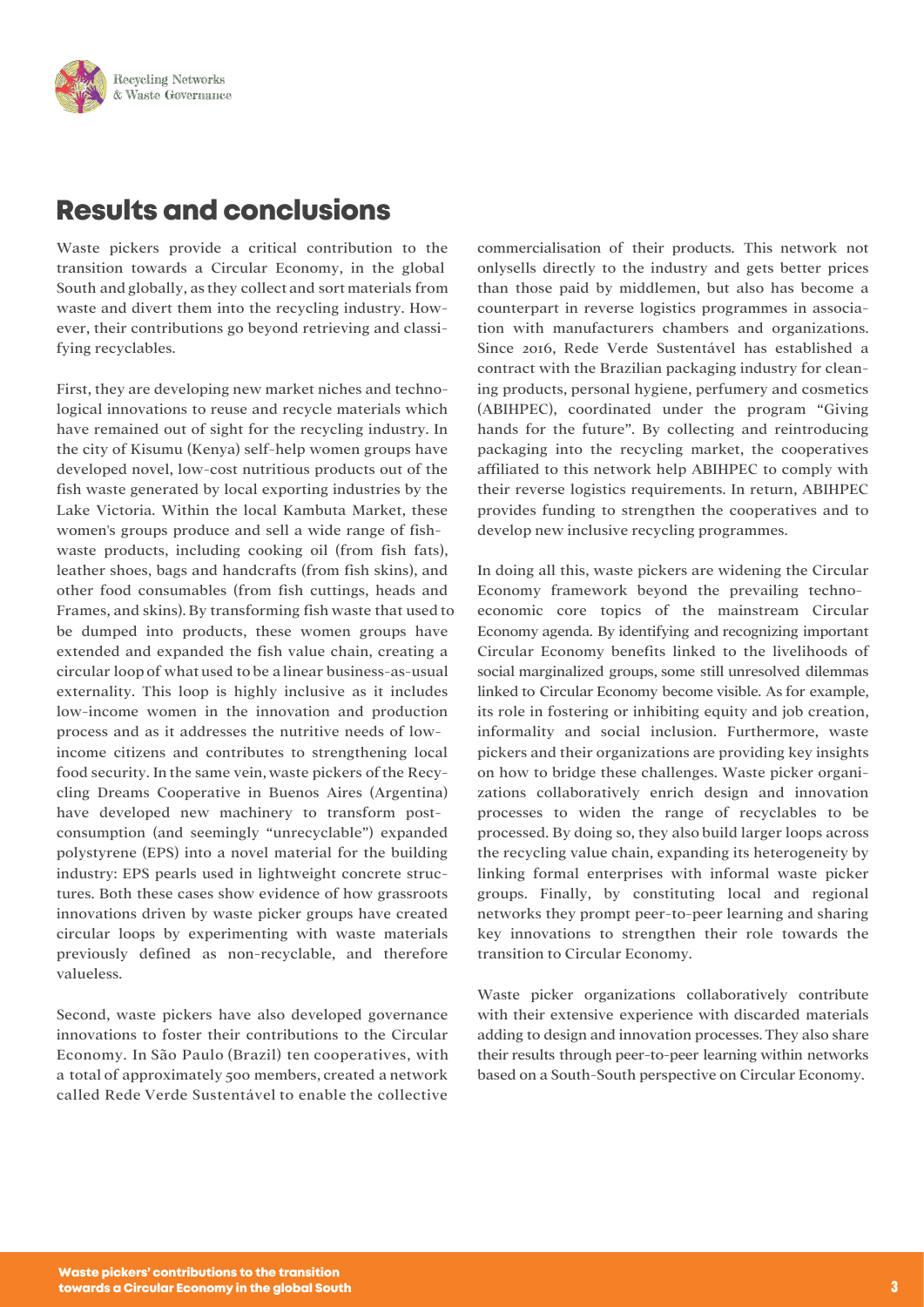## Results and conclusions

Waste pickers provide a critical contribution to the transition towards a Circular Economy, in the global South and globally, as they collect and sort materials from waste and divert them into the recycling industry. However, their contributions go beyond retrieving and classifying recyclables.

First, they are developing new market niches and technological innovations to reuse and recycle materials which have remained out of sight for the recycling industry. In the city of Kisumu (Kenya) self-help women groups have developed novel, low-cost nutritious products out of the fish waste generated by local exporting industries by the Lake Victoria. Within the local Kambuta Market, these women's groups produce and sell a wide range of fish-waste products, including cooking oil (from fish fats), leather shoes, bags and handcrafts (from fish skins), and other food consumables (from fish cuttings, heads and Frames, and skins). By transforming fish waste that used to be dumped into products, these women groups have extended and expanded the fish value chain, creating a circular loop of what used to be a linear business-as-usual externality. This loop is highly inclusive as it includes low-income women in the innovation and production process and as it addresses the nutritive needs of low-income citizens and contributes to strengthening local food security. In the same vein, waste pickers of the Recycling Dreams Cooperative in Buenos Aires (Argentina) have developed new machinery to transform post-consumption (and seemingly "unrecyclable") expanded polystyrene (EPS) into a novel material for the building industry: EPS pearls used in lightweight concrete structures. Both these cases show evidence of how grassroots innovations driven by waste picker groups have created circular loops by experimenting with waste materials previously defined as non-recyclable, and therefore valueless.

Second, waste pickers have also developed governance innovations to foster their contributions to the Circular Economy. In São Paulo (Brazil) ten cooperatives, with a total of approximately 500 members, created a network called Rede Verde Sustentável to enable the collective commercialisation of their products. This network not onlysells directly to the industry and gets better prices than those paid by middlemen, but also has become a counterpart in reverse logistics programmes in association with manufacturers chambers and organizations. Since 2016, Rede Verde Sustentável has established a contract with the Brazilian packaging industry for cleaning products, personal hygiene, perfumery and cosmetics (ABIHPEC), coordinated under the program "Giving hands for the future". By collecting and reintroducing packaging into the recycling market, the cooperatives affiliated to this network help ABIHPEC to comply with their reverse logistics requirements. In return, ABIHPEC provides funding to strengthen the cooperatives and to develop new inclusive recycling programmes.

In doing all this, waste pickers are widening the Circular Economy framework beyond the prevailing techno-economic core topics of the mainstream Circular Economy agenda. By identifying and recognizing important Circular Economy benefits linked to the livelihoods of social marginalized groups, some still unresolved dilemmas linked to Circular Economy become visible. As for example, its role in fostering or inhibiting equity and job creation, informality and social inclusion. Furthermore, waste pickers and their organizations are providing key insights on how to bridge these challenges. Waste picker organizations collaboratively enrich design and innovation processes to widen the range of recyclables to be processed. By doing so, they also build larger loops across the recycling value chain, expanding its heterogeneity by linking formal enterprises with informal waste picker groups. Finally, by constituting local and regional networks they prompt peer-to-peer learning and sharing key innovations to strengthen their role towards the transition to Circular Economy.

Waste picker organizations collaboratively contribute with their extensive experience with discarded materials adding to design and innovation processes. They also share their results through peer-to-peer learning within networks based on a South-South perspective on Circular Economy.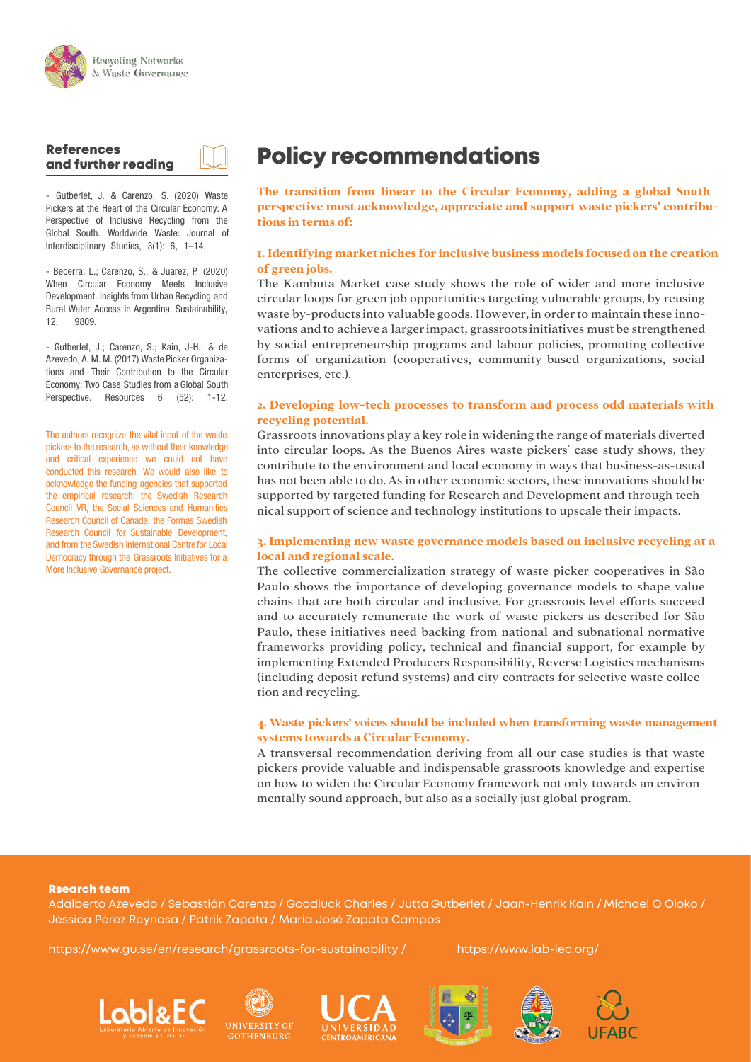## References and further reading

- Gutberlet, J. & Carenzo, S. (2020) Waste Pickers at the Heart of the Circular Economy: A Perspective of Inclusive Recycling from the Global South. Worldwide Waste: Journal of Interdisciplinary Studies, 3(1): 6, 1–14.

- Becerra, L.; Carenzo, S.; & Juarez, P. (2020) When Circular Economy Meets Inclusive Development. Insights from Urban Recycling and Rural Water Access in Argentina. Sustainability, 12, 9809.

- Gutberlet, J.; Carenzo, S.; Kain, J-H.; & de Azevedo, A. M. M. (2017) Waste Picker Organizations and Their Contribution to the Circular Economy: Two Case Studies from a Global South Perspective. Resources 6 (52): 1-12.

The authors recognize the vital input of the waste pickers to the research, as without their knowledge and critical experience we could not have conducted this research. We would also like to acknowledge the funding agencies that supported the empirical research: the Swedish Research Council VR, the Social Sciences and Humanities Research Council of Canada, the Formas Swedish Research Council for Sustainable Development, and from the Swedish International Centre for Local Democracy through the Grassroots Initiatives for a More Inclusive Governance project.

# Policy recommendations

**The transition from linear to the Circular Economy, adding a global South perspective must acknowledge, appreciate and support waste pickers' contributions in terms of:**

**1. Identifying market niches for inclusive business models focused on the creation of green jobs.**

The Kambuta Market case study shows the role of wider and more inclusive circular loops for green job opportunities targeting vulnerable groups, by reusing waste by-products into valuable goods. However, in order to maintain these innovations and to achieve a larger impact, grassroots initiatives must be strengthened by social entrepreneurship programs and labour policies, promoting collective forms of organization (cooperatives, community-based organizations, social enterprises, etc.).

**2. Developing low-tech processes to transform and process odd materials with recycling potential.**

Grassroots innovations play a key role in widening the range of materials diverted into circular loops. As the Buenos Aires waste pickers' case study shows, they contribute to the environment and local economy in ways that business-as-usual has not been able to do. As in other economic sectors, these innovations should be supported by targeted funding for Research and Development and through technical support of science and technology institutions to upscale their impacts.

**3. Implementing new waste governance models based on inclusive recycling at a local and regional scale.**

The collective commercialization strategy of waste picker cooperatives in São Paulo shows the importance of developing governance models to shape value chains that are both circular and inclusive. For grassroots level efforts succeed and to accurately remunerate the work of waste pickers as described for São Paulo, these initiatives need backing from national and subnational normative frameworks providing policy, technical and financial support, for example by implementing Extended Producers Responsibility, Reverse Logistics mechanisms (including deposit refund systems) and city contracts for selective waste collection and recycling.

**4. Waste pickers' voices should be included when transforming waste management systems towards a Circular Economy.**

A transversal recommendation deriving from all our case studies is that waste pickers provide valuable and indispensable grassroots knowledge and expertise on how to widen the Circular Economy framework not only towards an environmentally sound approach, but also as a socially just global program.

**Rsearch team**

Adalberto Azevedo / Sebastián Carenzo / Goodluck Charles / Jutta Gutberlet / Jaan-Henrik Kain / Michael O Oloko / Jessica Pérez Reynosa / Patrik Zapata / María José Zapata Campos

https://www.gu.se/en/research/grassroots-for-sustainability / https://www.lab-iec.org/